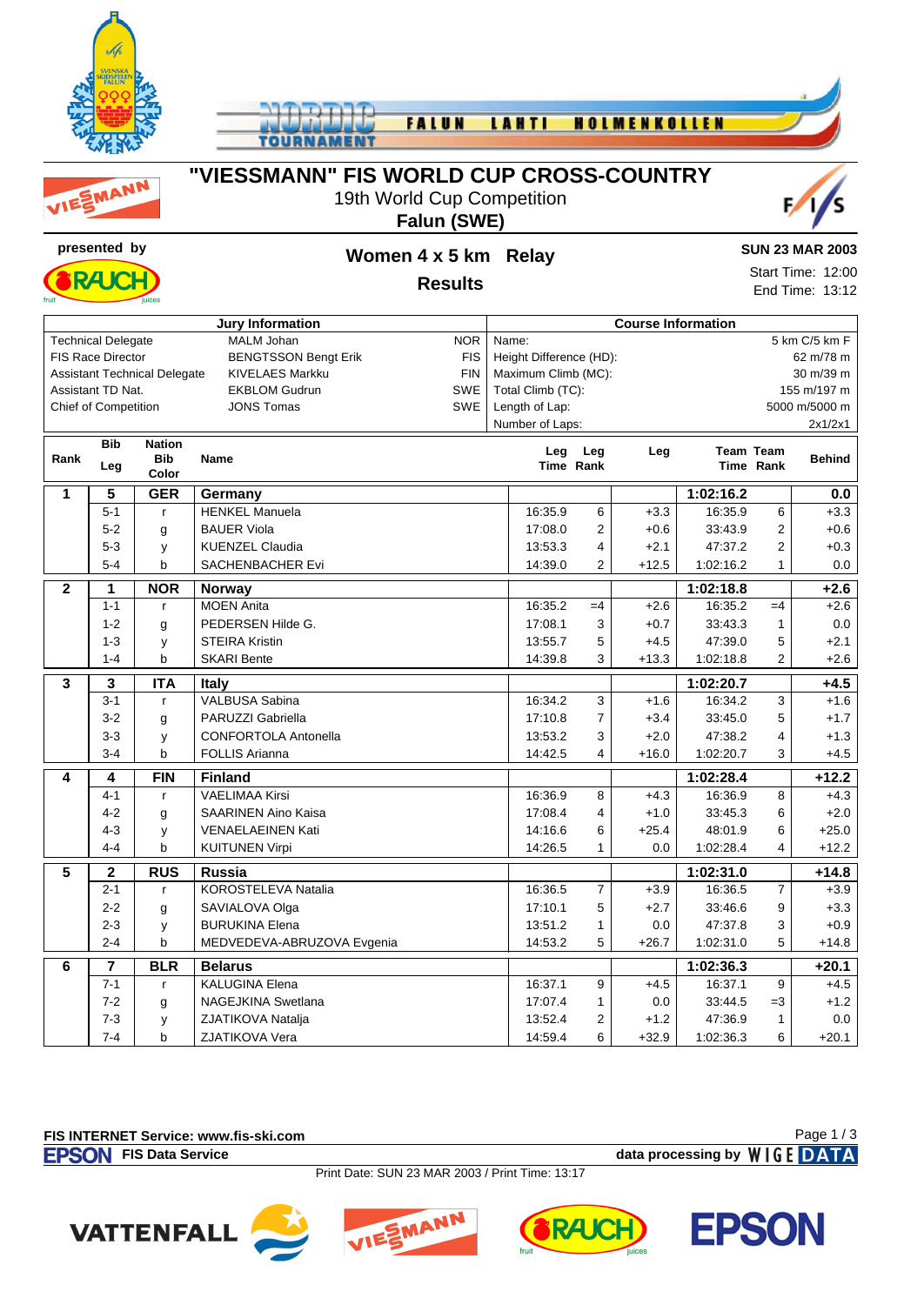# "VIESSMANN" FIS WORLD CUP CROSS-COUNTRY

19th World Cup Competition

**Falun (SWE)**

**presented by**

## Women 4 x 5 km Relay

**Results**

**SUN 23 MAR 2003**

Start Time: 12:00

End Time: 13:12

| Jury Information | | | Course Information | |
|---|---|---|---|---|
| Technical Delegate | MALM Johan | NOR | Name: | 5 km C/5 km F |
| FIS Race Director | BENGTSSON Bengt Erik | FIS | Height Difference (HD): | 62 m/78 m |
| Assistant Technical Delegate | KIVELAES Markku | FIN | Maximum Climb (MC): | 30 m/39 m |
| Assistant TD Nat. | EKBLOM Gudrun | SWE | Total Climb (TC): | 155 m/197 m |
| Chief of Competition | JONS Tomas | SWE | Length of Lap: | 5000 m/5000 m |
| | | | Number of Laps: | 2x1/2x1 |

| Rank | Bib Leg | Nation Bib Color | Name | Leg Time | Leg Rank | Leg | Team Time | Team Rank | Behind |
|---|---|---|---|---|---|---|---|---|---|
| **1** | **5** | **GER** | **Germany** | | | | **1:02:16.2** | | **0.0** |
| | 5-1 | r | HENKEL Manuela | 16:35.9 | 6 | +3.3 | 16:35.9 | 6 | +3.3 |
| | 5-2 | g | BAUER Viola | 17:08.0 | 2 | +0.6 | 33:43.9 | 2 | +0.6 |
| | 5-3 | y | KUENZEL Claudia | 13:53.3 | 4 | +2.1 | 47:37.2 | 2 | +0.3 |
| | 5-4 | b | SACHENBACHER Evi | 14:39.0 | 2 | +12.5 | 1:02:16.2 | 1 | 0.0 |
| **2** | **1** | **NOR** | **Norway** | | | | **1:02:18.8** | | **+2.6** |
| | 1-1 | r | MOEN Anita | 16:35.2 | =4 | +2.6 | 16:35.2 | =4 | +2.6 |
| | 1-2 | g | PEDERSEN Hilde G. | 17:08.1 | 3 | +0.7 | 33:43.3 | 1 | 0.0 |
| | 1-3 | y | STEIRA Kristin | 13:55.7 | 5 | +4.5 | 47:39.0 | 5 | +2.1 |
| | 1-4 | b | SKARI Bente | 14:39.8 | 3 | +13.3 | 1:02:18.8 | 2 | +2.6 |
| **3** | **3** | **ITA** | **Italy** | | | | **1:02:20.7** | | **+4.5** |
| | 3-1 | r | VALBUSA Sabina | 16:34.2 | 3 | +1.6 | 16:34.2 | 3 | +1.6 |
| | 3-2 | g | PARUZZI Gabriella | 17:10.8 | 7 | +3.4 | 33:45.0 | 5 | +1.7 |
| | 3-3 | y | CONFORTOLA Antonella | 13:53.2 | 3 | +2.0 | 47:38.2 | 4 | +1.3 |
| | 3-4 | b | FOLLIS Arianna | 14:42.5 | 4 | +16.0 | 1:02:20.7 | 3 | +4.5 |
| **4** | **4** | **FIN** | **Finland** | | | | **1:02:28.4** | | **+12.2** |
| | 4-1 | r | VAELIMAA Kirsi | 16:36.9 | 8 | +4.3 | 16:36.9 | 8 | +4.3 |
| | 4-2 | g | SAARINEN Aino Kaisa | 17:08.4 | 4 | +1.0 | 33:45.3 | 6 | +2.0 |
| | 4-3 | y | VENAELAEINEN Kati | 14:16.6 | 6 | +25.4 | 48:01.9 | 6 | +25.0 |
| | 4-4 | b | KUITUNEN Virpi | 14:26.5 | 1 | 0.0 | 1:02:28.4 | 4 | +12.2 |
| **5** | **2** | **RUS** | **Russia** | | | | **1:02:31.0** | | **+14.8** |
| | 2-1 | r | KOROSTELEVA Natalia | 16:36.5 | 7 | +3.9 | 16:36.5 | 7 | +3.9 |
| | 2-2 | g | SAVIALOVA Olga | 17:10.1 | 5 | +2.7 | 33:46.6 | 9 | +3.3 |
| | 2-3 | y | BURUKINA Elena | 13:51.2 | 1 | 0.0 | 47:37.8 | 3 | +0.9 |
| | 2-4 | b | MEDVEDEVA-ABRUZOVA Evgenia | 14:53.2 | 5 | +26.7 | 1:02:31.0 | 5 | +14.8 |
| **6** | **7** | **BLR** | **Belarus** | | | | **1:02:36.3** | | **+20.1** |
| | 7-1 | r | KALUGINA Elena | 16:37.1 | 9 | +4.5 | 16:37.1 | 9 | +4.5 |
| | 7-2 | g | NAGEJKINA Swetlana | 17:07.4 | 1 | 0.0 | 33:44.5 | =3 | +1.2 |
| | 7-3 | y | ZJATIKOVA Natalja | 13:52.4 | 2 | +1.2 | 47:36.9 | 1 | 0.0 |
| | 7-4 | b | ZJATIKOVA Vera | 14:59.4 | 6 | +32.9 | 1:02:36.3 | 6 | +20.1 |

**FIS INTERNET Service: www.fis-ski.com**

**FIS Data Service** — **data processing by WIGE DATA**

Print Date: SUN 23 MAR 2003 / Print Time: 13:17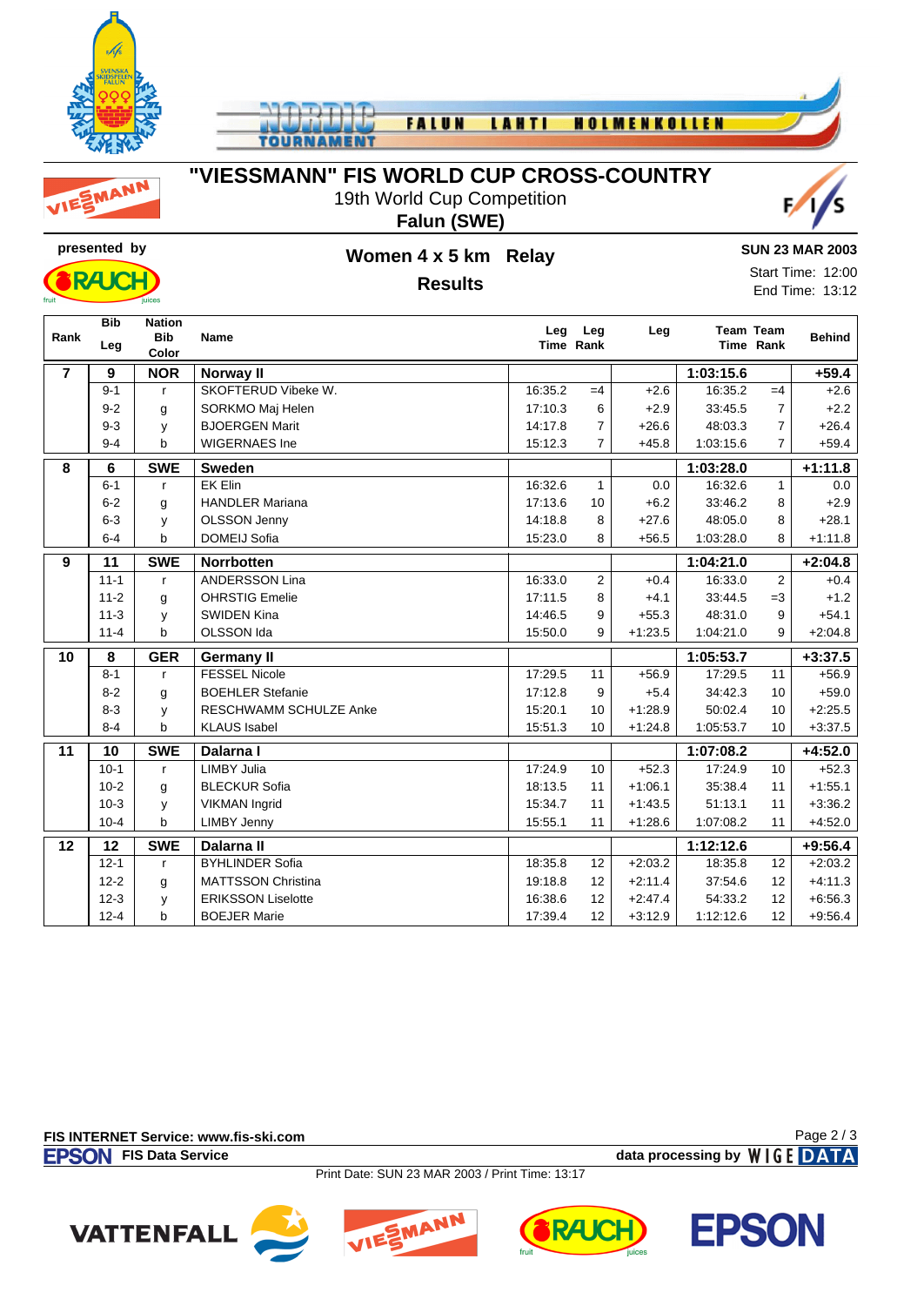# "VIESSMANN" FIS WORLD CUP CROSS-COUNTRY

19th World Cup Competition

**Falun (SWE)**

presented by

## Women 4 x 5 km Relay

**Results**

**SUN 23 MAR 2003**

Start Time: 12:00

End Time: 13:12

| Rank | Bib / Leg | Nation / Bib Color | Name | Leg Time | Leg Rank | Leg | Team Time | Team Rank | Behind |
|---|---|---|---|---|---|---|---|---|---|
| **7** | **9** | **NOR** | **Norway II** | | | | **1:03:15.6** | | **+59.4** |
| | 9-1 | r | SKOFTERUD Vibeke W. | 16:35.2 | =4 | +2.6 | 16:35.2 | =4 | +2.6 |
| | 9-2 | g | SORKMO Maj Helen | 17:10.3 | 6 | +2.9 | 33:45.5 | 7 | +2.2 |
| | 9-3 | y | BJOERGEN Marit | 14:17.8 | 7 | +26.6 | 48:03.3 | 7 | +26.4 |
| | 9-4 | b | WIGERNAES Ine | 15:12.3 | 7 | +45.8 | 1:03:15.6 | 7 | +59.4 |
| **8** | **6** | **SWE** | **Sweden** | | | | **1:03:28.0** | | **+1:11.8** |
| | 6-1 | r | EK Elin | 16:32.6 | 1 | 0.0 | 16:32.6 | 1 | 0.0 |
| | 6-2 | g | HANDLER Mariana | 17:13.6 | 10 | +6.2 | 33:46.2 | 8 | +2.9 |
| | 6-3 | y | OLSSON Jenny | 14:18.8 | 8 | +27.6 | 48:05.0 | 8 | +28.1 |
| | 6-4 | b | DOMEIJ Sofia | 15:23.0 | 8 | +56.5 | 1:03:28.0 | 8 | +1:11.8 |
| **9** | **11** | **SWE** | **Norrbotten** | | | | **1:04:21.0** | | **+2:04.8** |
| | 11-1 | r | ANDERSSON Lina | 16:33.0 | 2 | +0.4 | 16:33.0 | 2 | +0.4 |
| | 11-2 | g | OHRSTIG Emelie | 17:11.5 | 8 | +4.1 | 33:44.5 | =3 | +1.2 |
| | 11-3 | y | SWIDEN Kina | 14:46.5 | 9 | +55.3 | 48:31.0 | 9 | +54.1 |
| | 11-4 | b | OLSSON Ida | 15:50.0 | 9 | +1:23.5 | 1:04:21.0 | 9 | +2:04.8 |
| **10** | **8** | **GER** | **Germany II** | | | | **1:05:53.7** | | **+3:37.5** |
| | 8-1 | r | FESSEL Nicole | 17:29.5 | 11 | +56.9 | 17:29.5 | 11 | +56.9 |
| | 8-2 | g | BOEHLER Stefanie | 17:12.8 | 9 | +5.4 | 34:42.3 | 10 | +59.0 |
| | 8-3 | y | RESCHWAMM SCHULZE Anke | 15:20.1 | 10 | +1:28.9 | 50:02.4 | 10 | +2:25.5 |
| | 8-4 | b | KLAUS Isabel | 15:51.3 | 10 | +1:24.8 | 1:05:53.7 | 10 | +3:37.5 |
| **11** | **10** | **SWE** | **Dalarna I** | | | | **1:07:08.2** | | **+4:52.0** |
| | 10-1 | r | LIMBY Julia | 17:24.9 | 10 | +52.3 | 17:24.9 | 10 | +52.3 |
| | 10-2 | g | BLECKUR Sofia | 18:13.5 | 11 | +1:06.1 | 35:38.4 | 11 | +1:55.1 |
| | 10-3 | y | VIKMAN Ingrid | 15:34.7 | 11 | +1:43.5 | 51:13.1 | 11 | +3:36.2 |
| | 10-4 | b | LIMBY Jenny | 15:55.1 | 11 | +1:28.6 | 1:07:08.2 | 11 | +4:52.0 |
| **12** | **12** | **SWE** | **Dalarna II** | | | | **1:12:12.6** | | **+9:56.4** |
| | 12-1 | r | BYHLINDER Sofia | 18:35.8 | 12 | +2:03.2 | 18:35.8 | 12 | +2:03.2 |
| | 12-2 | g | MATTSSON Christina | 19:18.8 | 12 | +2:11.4 | 37:54.6 | 12 | +4:11.3 |
| | 12-3 | y | ERIKSSON Liselotte | 16:38.6 | 12 | +2:47.4 | 54:33.2 | 12 | +6:56.3 |
| | 12-4 | b | BOEJER Marie | 17:39.4 | 12 | +3:12.9 | 1:12:12.6 | 12 | +9:56.4 |

FIS INTERNET Service: www.fis-ski.com

EPSON FIS Data Service — data processing by WIGE DATA

Print Date: SUN 23 MAR 2003 / Print Time: 13:17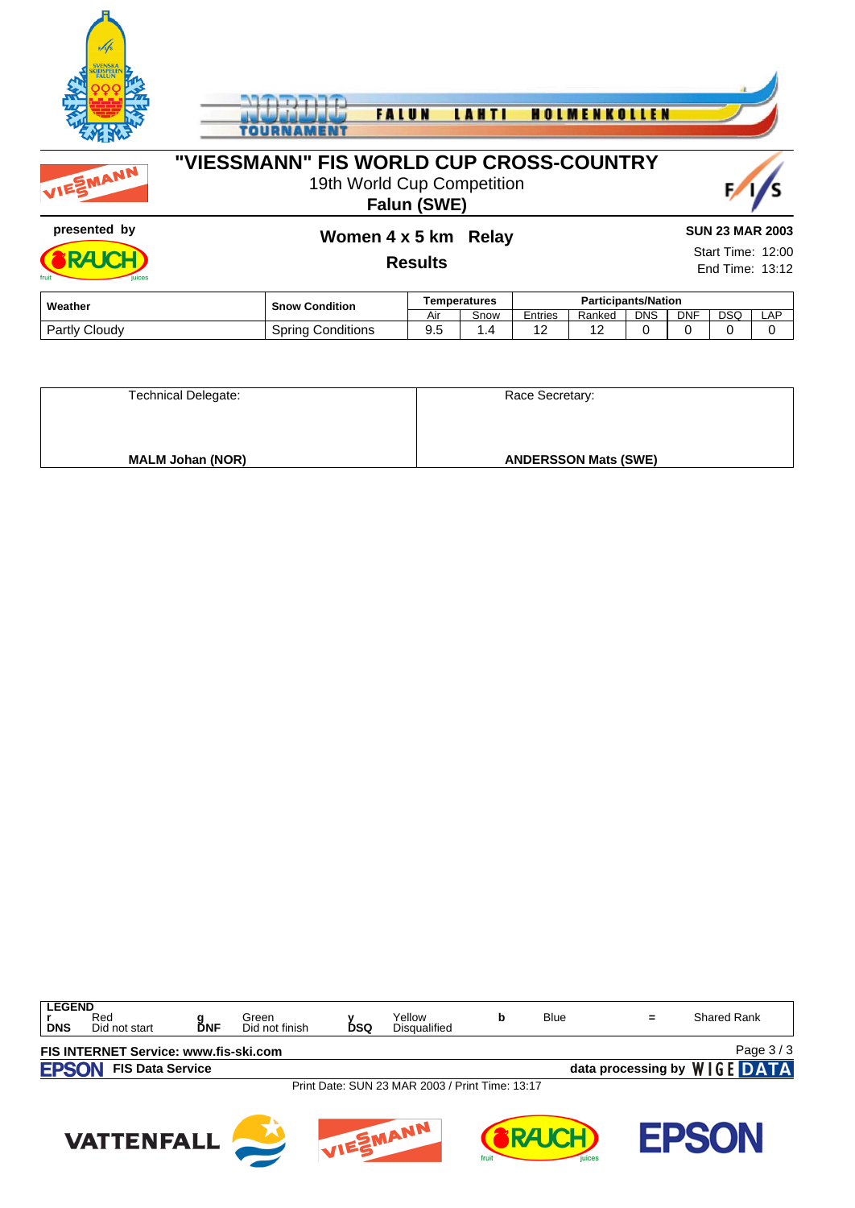# "VIESSMANN" FIS WORLD CUP CROSS-COUNTRY

19th World Cup Competition

**Falun (SWE)**

presented by

## Women 4 x 5 km Relay

## Results

**SUN 23 MAR 2003**

Start Time: 12:00

End Time: 13:12

| Weather | Snow Condition | Temperatures | | Participants/Nation | | | | | |
|---|---|---|---|---|---|---|---|---|---|
| | | Air | Snow | Entries | Ranked | DNS | DNF | DSQ | LAP |
| Partly Cloudy | Spring Conditions | 9.5 | 1.4 | 12 | 12 | 0 | 0 | 0 | 0 |

| Technical Delegate: | Race Secretary: |
|---|---|
| **MALM Johan (NOR)** | **ANDERSSON Mats (SWE)** |

**LEGEND**

| | | | | | | | | | |
|---|---|---|---|---|---|---|---|---|---|
| r | Red | g | Green | y | Yellow | b | Blue | = | Shared Rank |
| DNS | Did not start | DNF | Did not finish | DSQ | Disqualified | | | | |

**FIS INTERNET Service: www.fis-ski.com**

**EPSON FIS Data Service**

**data processing by WIGE DATA**

Print Date: SUN 23 MAR 2003 / Print Time: 13:17